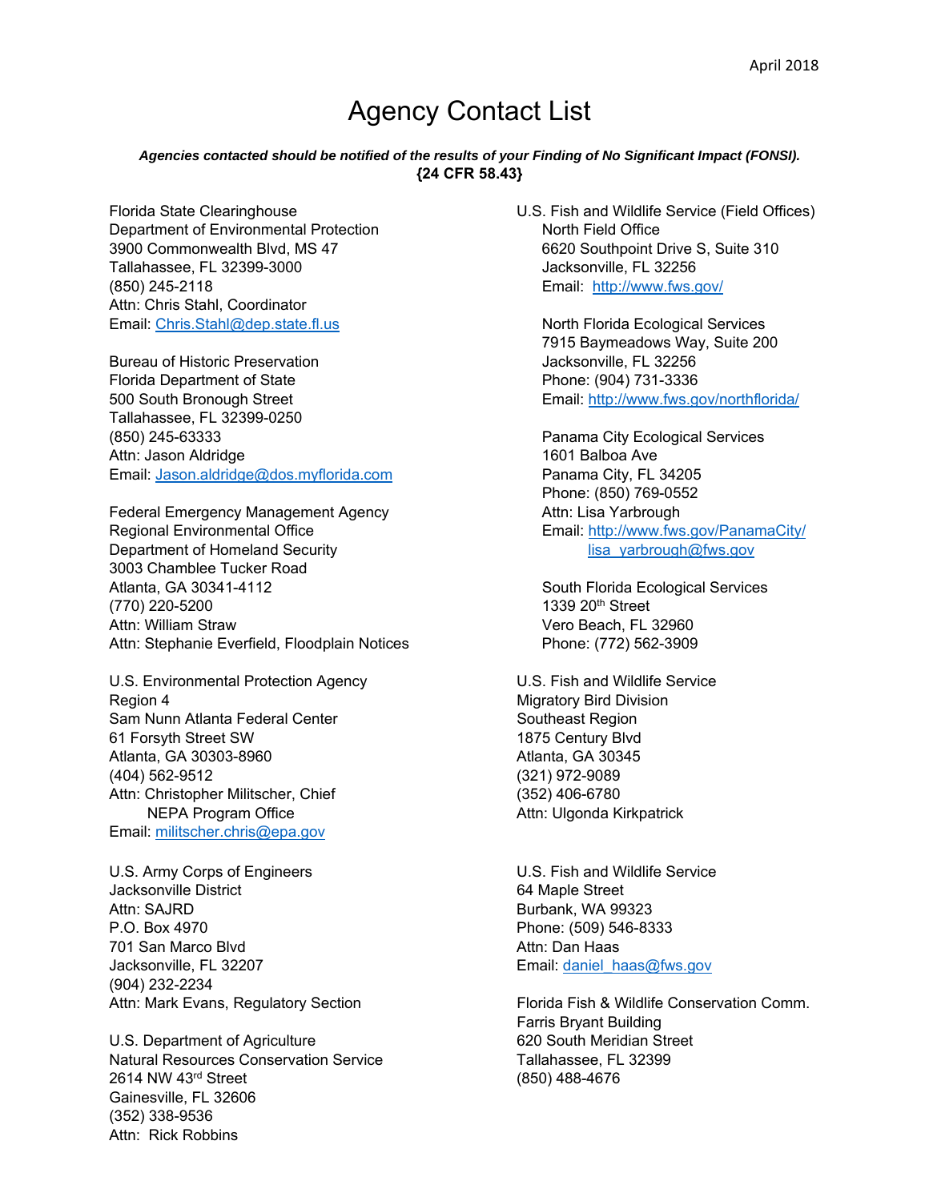April 2018

# Agency Contact List

***Agencies contacted should be notified of the results of your Finding of No Significant Impact (FONSI).***
**{24 CFR 58.43}**

Florida State Clearinghouse
Department of Environmental Protection
3900 Commonwealth Blvd, MS 47
Tallahassee, FL 32399-3000
(850) 245-2118
Attn: Chris Stahl, Coordinator
Email: Chris.Stahl@dep.state.fl.us

Bureau of Historic Preservation
Florida Department of State
500 South Bronough Street
Tallahassee, FL 32399-0250
(850) 245-63333
Attn: Jason Aldridge
Email: Jason.aldridge@dos.myflorida.com

Federal Emergency Management Agency
Regional Environmental Office
Department of Homeland Security
3003 Chamblee Tucker Road
Atlanta, GA 30341-4112
(770) 220-5200
Attn: William Straw
Attn: Stephanie Everfield, Floodplain Notices

U.S. Environmental Protection Agency
Region 4
Sam Nunn Atlanta Federal Center
61 Forsyth Street SW
Atlanta, GA 30303-8960
(404) 562-9512
Attn: Christopher Militscher, Chief
NEPA Program Office
Email: militscher.chris@epa.gov

U.S. Army Corps of Engineers
Jacksonville District
Attn: SAJRD
P.O. Box 4970
701 San Marco Blvd
Jacksonville, FL 32207
(904) 232-2234
Attn: Mark Evans, Regulatory Section

U.S. Department of Agriculture
Natural Resources Conservation Service
2614 NW 43rd Street
Gainesville, FL 32606
(352) 338-9536
Attn: Rick Robbins

U.S. Fish and Wildlife Service (Field Offices)

North Field Office
6620 Southpoint Drive S, Suite 310
Jacksonville, FL 32256
Email: http://www.fws.gov/

North Florida Ecological Services
7915 Baymeadows Way, Suite 200
Jacksonville, FL 32256
Phone: (904) 731-3336
Email: http://www.fws.gov/northflorida/

Panama City Ecological Services
1601 Balboa Ave
Panama City, FL 34205
Phone: (850) 769-0552
Attn: Lisa Yarbrough
Email: http://www.fws.gov/PanamaCity/
lisa_yarbrough@fws.gov

South Florida Ecological Services
1339 20th Street
Vero Beach, FL 32960
Phone: (772) 562-3909

U.S. Fish and Wildlife Service
Migratory Bird Division
Southeast Region
1875 Century Blvd
Atlanta, GA 30345
(321) 972-9089
(352) 406-6780
Attn: Ulgonda Kirkpatrick

U.S. Fish and Wildlife Service
64 Maple Street
Burbank, WA 99323
Phone: (509) 546-8333
Attn: Dan Haas
Email: daniel_haas@fws.gov

Florida Fish & Wildlife Conservation Comm.
Farris Bryant Building
620 South Meridian Street
Tallahassee, FL 32399
(850) 488-4676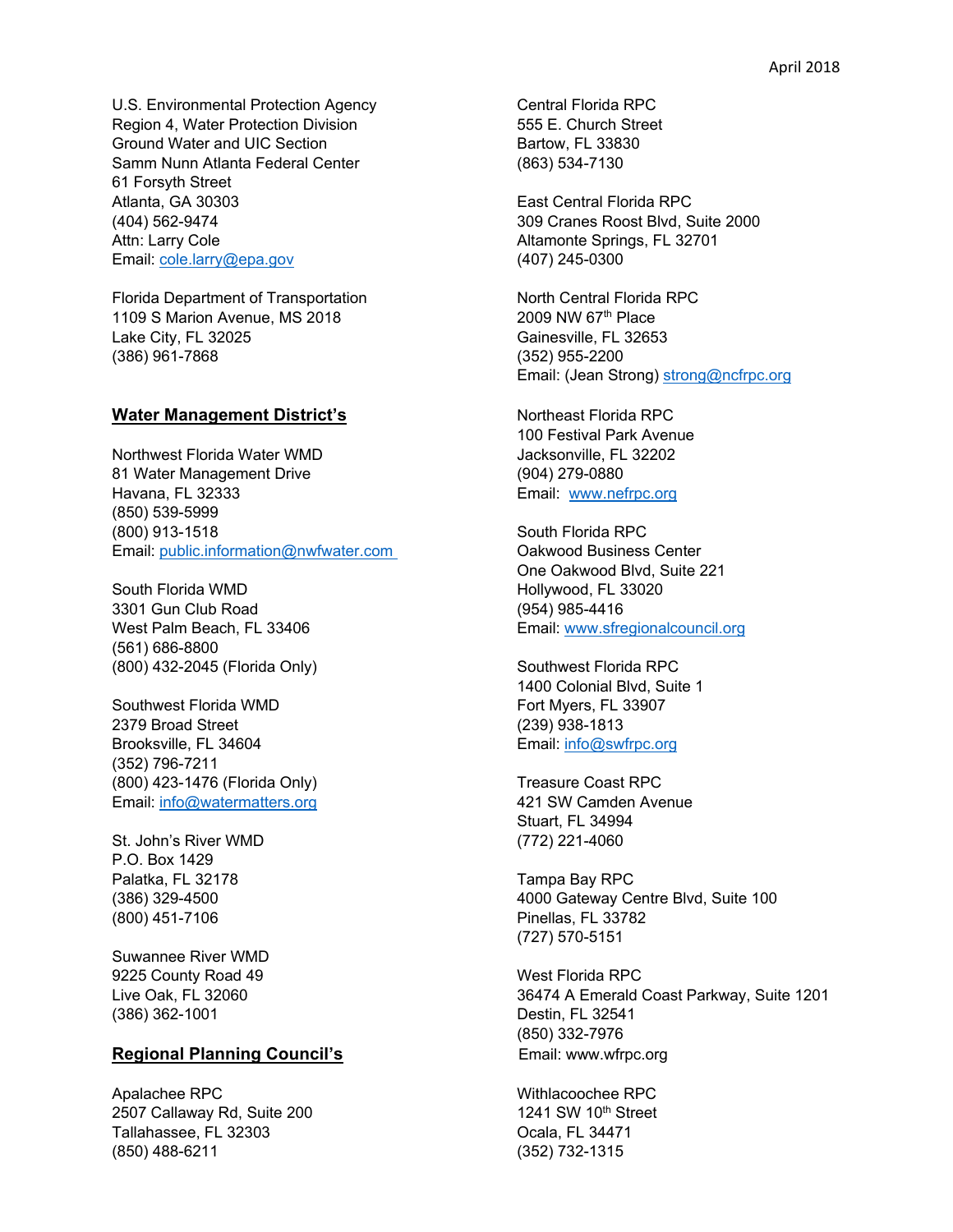U.S. Environmental Protection Agency
Region 4, Water Protection Division
Ground Water and UIC Section
Samm Nunn Atlanta Federal Center
61 Forsyth Street
Atlanta, GA 30303
(404) 562-9474
Attn: Larry Cole
Email: cole.larry@epa.gov

Florida Department of Transportation
1109 S Marion Avenue, MS 2018
Lake City, FL 32025
(386) 961-7868

## Water Management District's

Northwest Florida Water WMD
81 Water Management Drive
Havana, FL 32333
(850) 539-5999
(800) 913-1518
Email: public.information@nwfwater.com

South Florida WMD
3301 Gun Club Road
West Palm Beach, FL 33406
(561) 686-8800
(800) 432-2045 (Florida Only)

Southwest Florida WMD
2379 Broad Street
Brooksville, FL 34604
(352) 796-7211
(800) 423-1476 (Florida Only)
Email: info@watermatters.org

St. John's River WMD
P.O. Box 1429
Palatka, FL 32178
(386) 329-4500
(800) 451-7106

Suwannee River WMD
9225 County Road 49
Live Oak, FL 32060
(386) 362-1001

## Regional Planning Council's

Apalachee RPC
2507 Callaway Rd, Suite 200
Tallahassee, FL 32303
(850) 488-6211

Central Florida RPC
555 E. Church Street
Bartow, FL 33830
(863) 534-7130

East Central Florida RPC
309 Cranes Roost Blvd, Suite 2000
Altamonte Springs, FL 32701
(407) 245-0300

North Central Florida RPC
2009 NW 67th Place
Gainesville, FL 32653
(352) 955-2200
Email: (Jean Strong) strong@ncfrpc.org

Northeast Florida RPC
100 Festival Park Avenue
Jacksonville, FL 32202
(904) 279-0880
Email: www.nefrpc.org

South Florida RPC
Oakwood Business Center
One Oakwood Blvd, Suite 221
Hollywood, FL 33020
(954) 985-4416
Email: www.sfregionalcouncil.org

Southwest Florida RPC
1400 Colonial Blvd, Suite 1
Fort Myers, FL 33907
(239) 938-1813
Email: info@swfrpc.org

Treasure Coast RPC
421 SW Camden Avenue
Stuart, FL 34994
(772) 221-4060

Tampa Bay RPC
4000 Gateway Centre Blvd, Suite 100
Pinellas, FL 33782
(727) 570-5151

West Florida RPC
36474 A Emerald Coast Parkway, Suite 1201
Destin, FL 32541
(850) 332-7976
Email: www.wfrpc.org

Withlacoochee RPC
1241 SW 10th Street
Ocala, FL 34471
(352) 732-1315